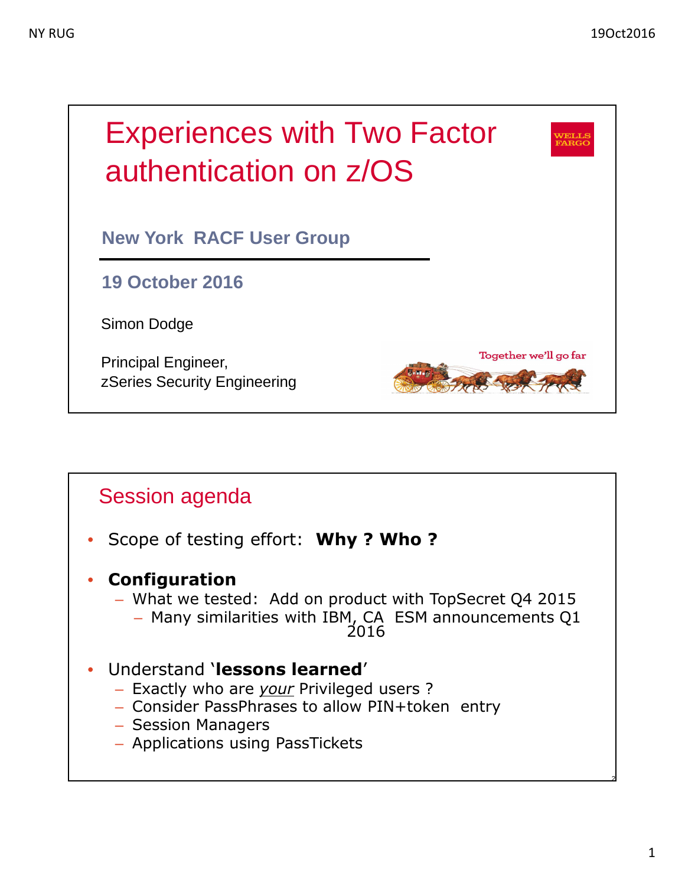# Experiences with Two Factor authentication on z/OS

**New York RACF User Group**

**19 October 2016**

Simon Dodge

Principal Engineer,
zSeries Security Engineering

Together we'll go far

## Session agenda

- Scope of testing effort: **Why ? Who ?**
- **Configuration**
  - What we tested: Add on product with TopSecret Q4 2015
    - Many similarities with IBM, CA ESM announcements Q1 2016
- Understand '**lessons learned**'
  - Exactly who are *your* Privileged users ?
  - Consider PassPhrases to allow PIN+token entry
  - Session Managers
  - Applications using PassTickets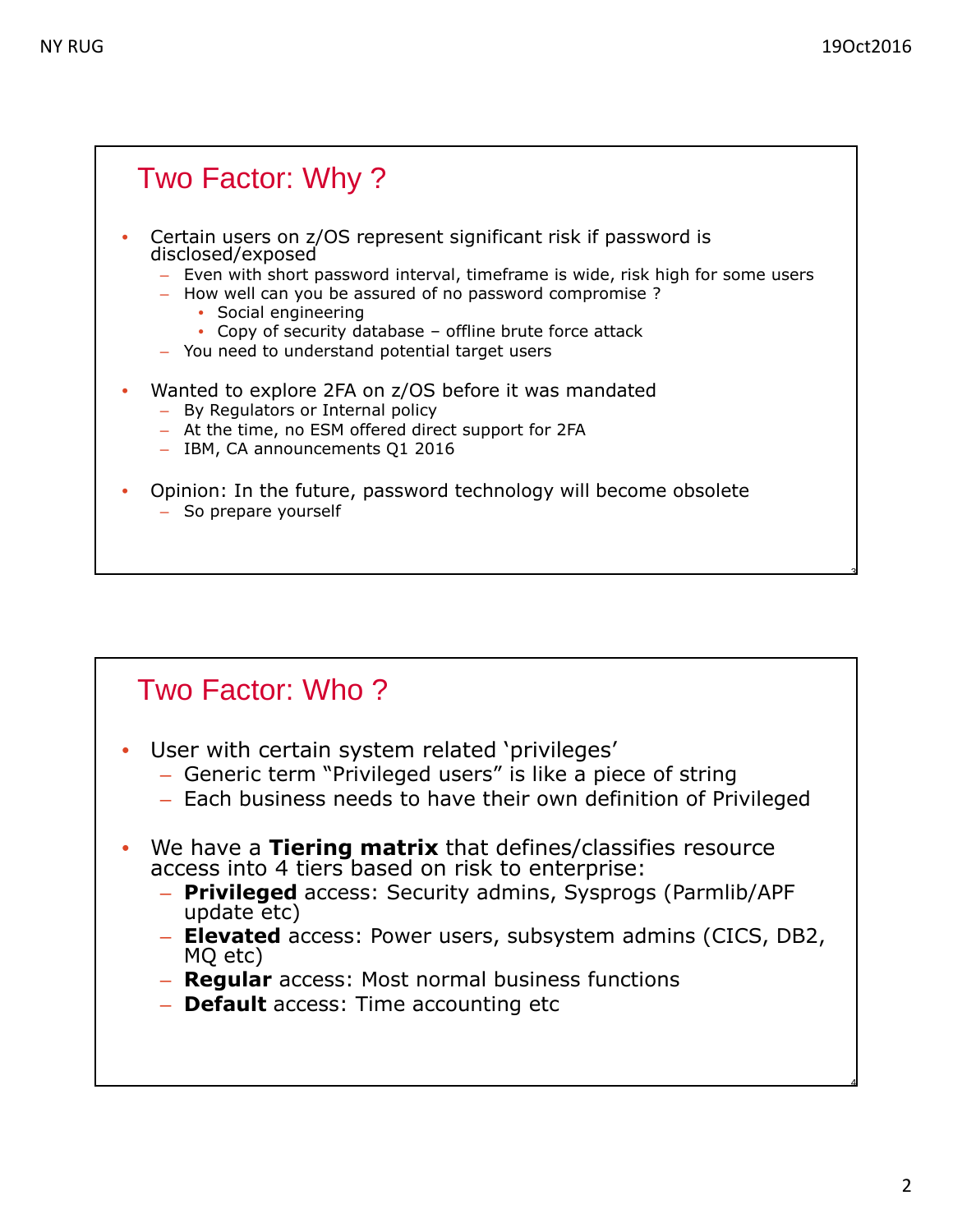## Two Factor: Why ?

- Certain users on z/OS represent significant risk if password is disclosed/exposed
  - Even with short password interval, timeframe is wide, risk high for some users
  - How well can you be assured of no password compromise ?
    - Social engineering
    - Copy of security database – offline brute force attack
  - You need to understand potential target users
- Wanted to explore 2FA on z/OS before it was mandated
  - By Regulators or Internal policy
  - At the time, no ESM offered direct support for 2FA
  - IBM, CA announcements Q1 2016
- Opinion: In the future, password technology will become obsolete
  - So prepare yourself

## Two Factor: Who ?

- User with certain system related 'privileges'
  - Generic term "Privileged users" is like a piece of string
  - Each business needs to have their own definition of Privileged
- We have a **Tiering matrix** that defines/classifies resource access into 4 tiers based on risk to enterprise:
  - **Privileged** access: Security admins, Sysprogs (Parmlib/APF update etc)
  - **Elevated** access: Power users, subsystem admins (CICS, DB2, MQ etc)
  - **Regular** access: Most normal business functions
  - **Default** access: Time accounting etc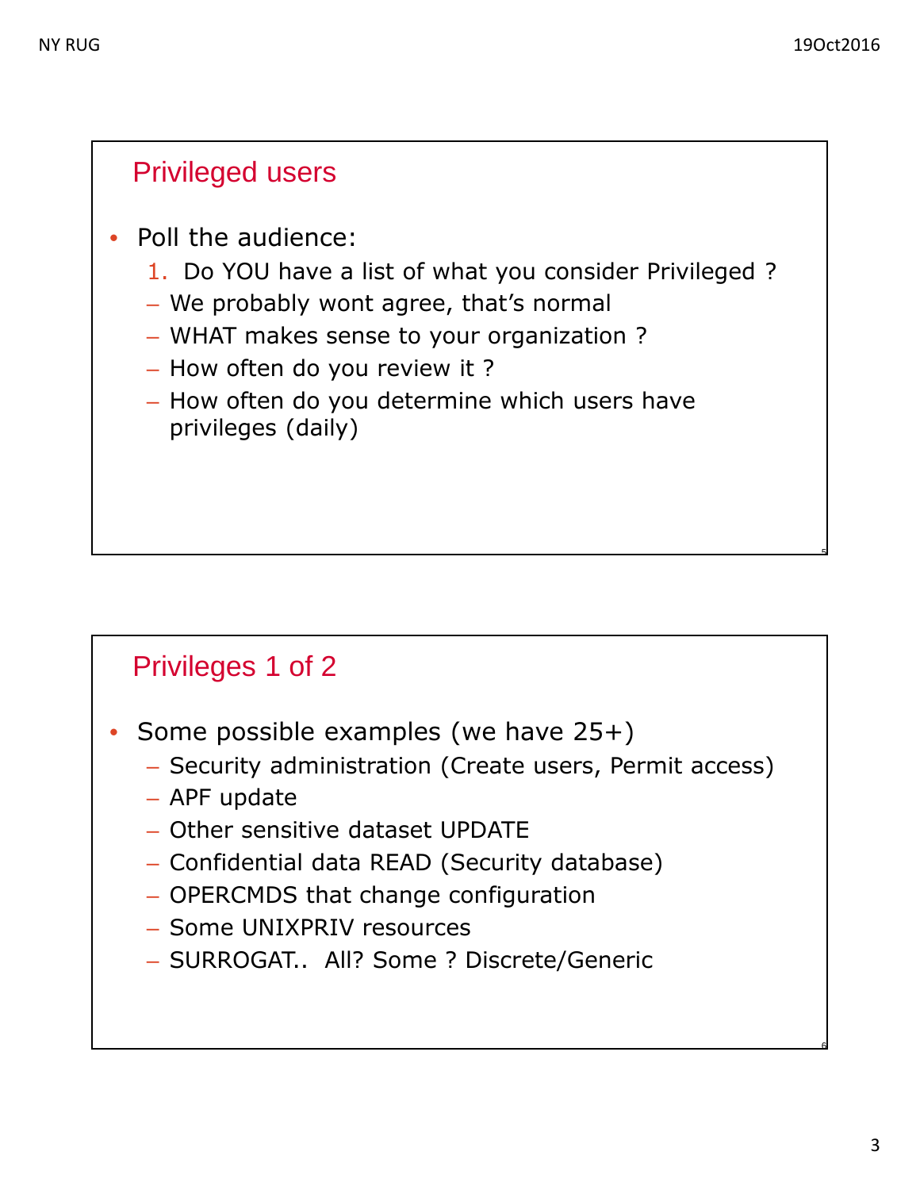## Privileged users

- Poll the audience:
  1. Do YOU have a list of what you consider Privileged ?
  - We probably wont agree, that's normal
  - WHAT makes sense to your organization ?
  - How often do you review it ?
  - How often do you determine which users have privileges (daily)

## Privileges 1 of 2

- Some possible examples (we have 25+)
  - Security administration (Create users, Permit access)
  - APF update
  - Other sensitive dataset UPDATE
  - Confidential data READ (Security database)
  - OPERCMDS that change configuration
  - Some UNIXPRIV resources
  - SURROGAT.. All? Some ? Discrete/Generic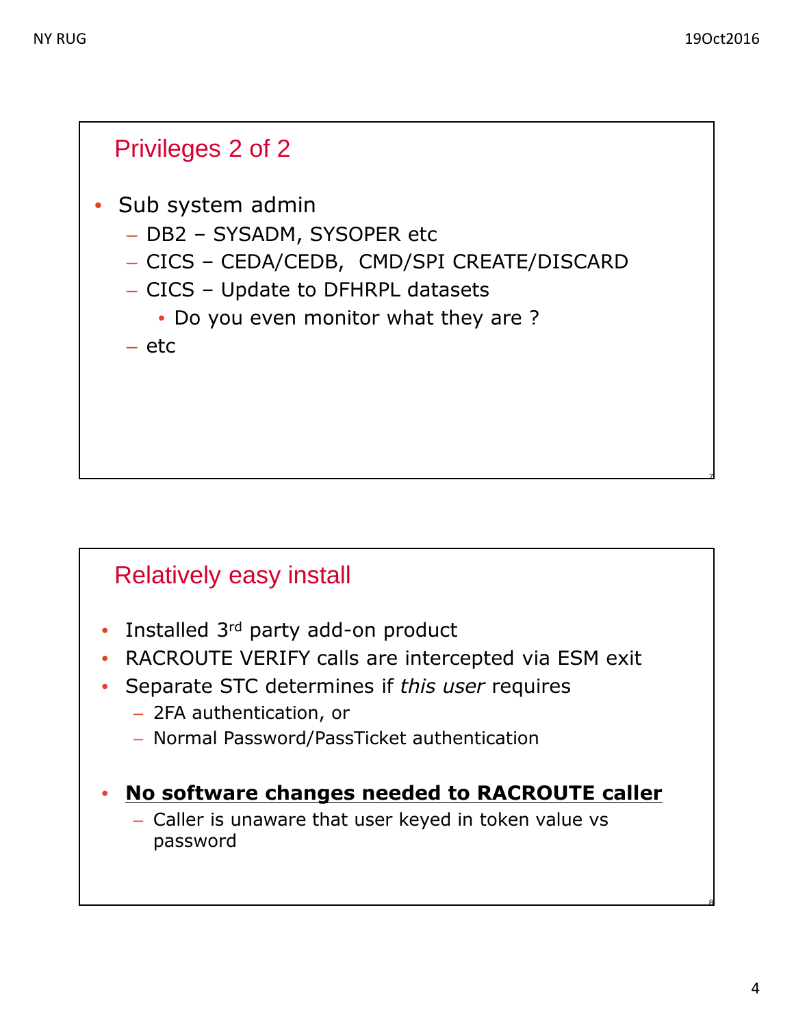## Privileges 2 of 2

- Sub system admin
  - DB2 – SYSADM, SYSOPER etc
  - CICS – CEDA/CEDB, CMD/SPI CREATE/DISCARD
  - CICS – Update to DFHRPL datasets
    - Do you even monitor what they are ?
  - etc

## Relatively easy install

- Installed 3rd party add-on product
- RACROUTE VERIFY calls are intercepted via ESM exit
- Separate STC determines if *this user* requires
  - 2FA authentication, or
  - Normal Password/PassTicket authentication
- **No software changes needed to RACROUTE caller**
  - Caller is unaware that user keyed in token value vs password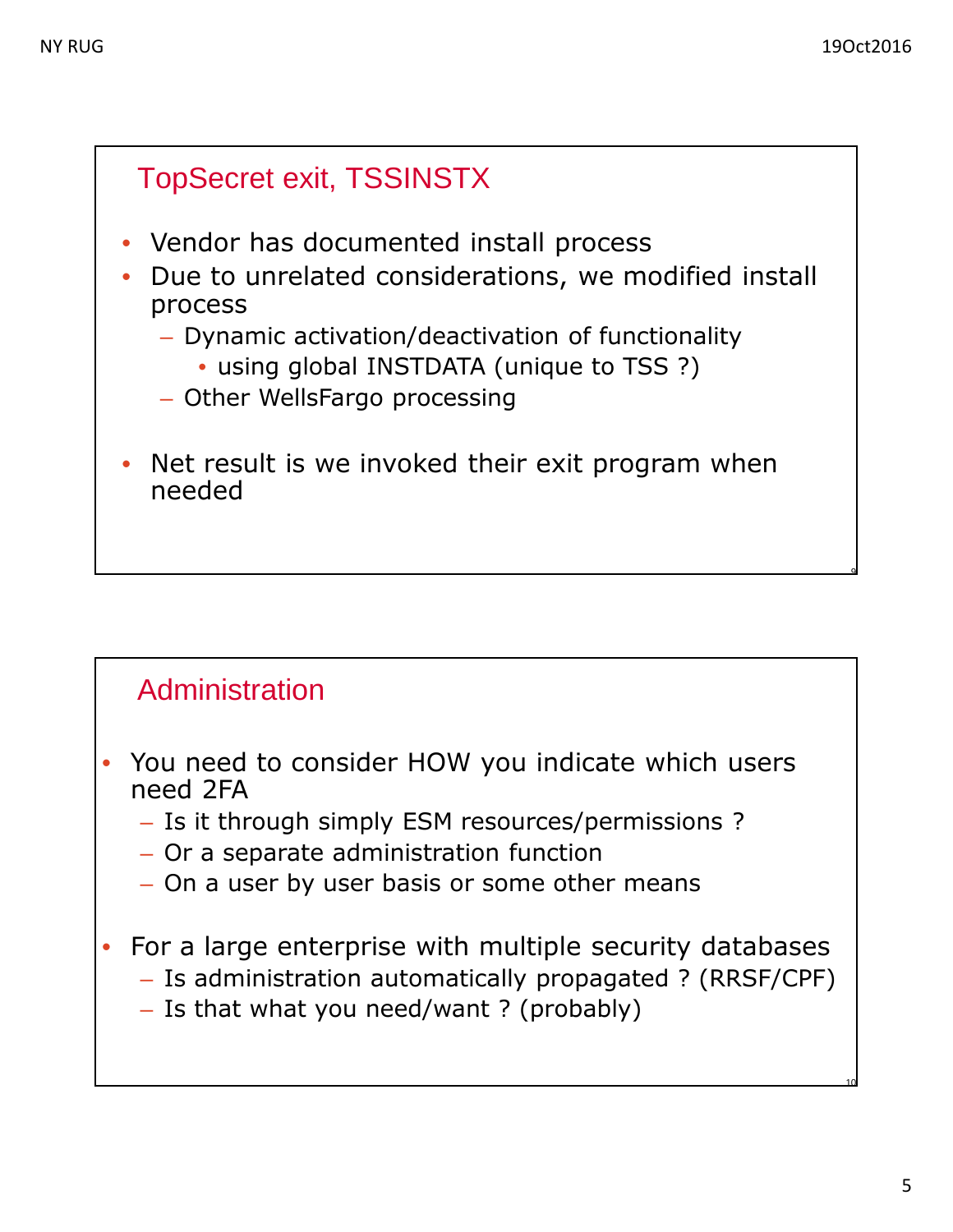## TopSecret exit, TSSINSTX

- Vendor has documented install process
- Due to unrelated considerations, we modified install process
  - Dynamic activation/deactivation of functionality
    - using global INSTDATA (unique to TSS ?)
  - Other WellsFargo processing
- Net result is we invoked their exit program when needed

## Administration

- You need to consider HOW you indicate which users need 2FA
  - Is it through simply ESM resources/permissions ?
  - Or a separate administration function
  - On a user by user basis or some other means
- For a large enterprise with multiple security databases
  - Is administration automatically propagated ? (RRSF/CPF)
  - Is that what you need/want ? (probably)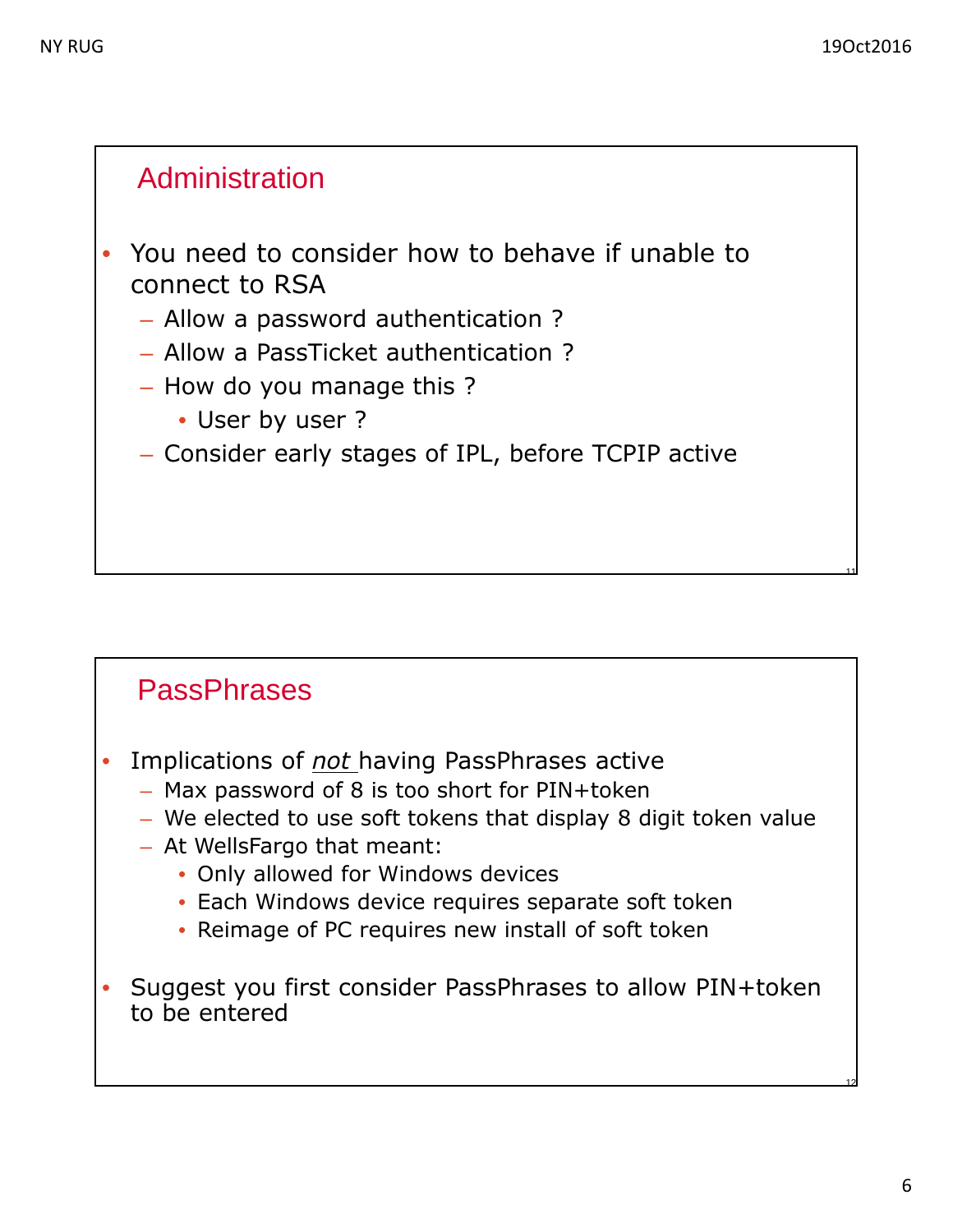## Administration

- You need to consider how to behave if unable to connect to RSA
  - Allow a password authentication ?
  - Allow a PassTicket authentication ?
  - How do you manage this ?
    - User by user ?
  - Consider early stages of IPL, before TCPIP active

## PassPhrases

- Implications of *not* having PassPhrases active
  - Max password of 8 is too short for PIN+token
  - We elected to use soft tokens that display 8 digit token value
  - At WellsFargo that meant:
    - Only allowed for Windows devices
    - Each Windows device requires separate soft token
    - Reimage of PC requires new install of soft token
- Suggest you first consider PassPhrases to allow PIN+token to be entered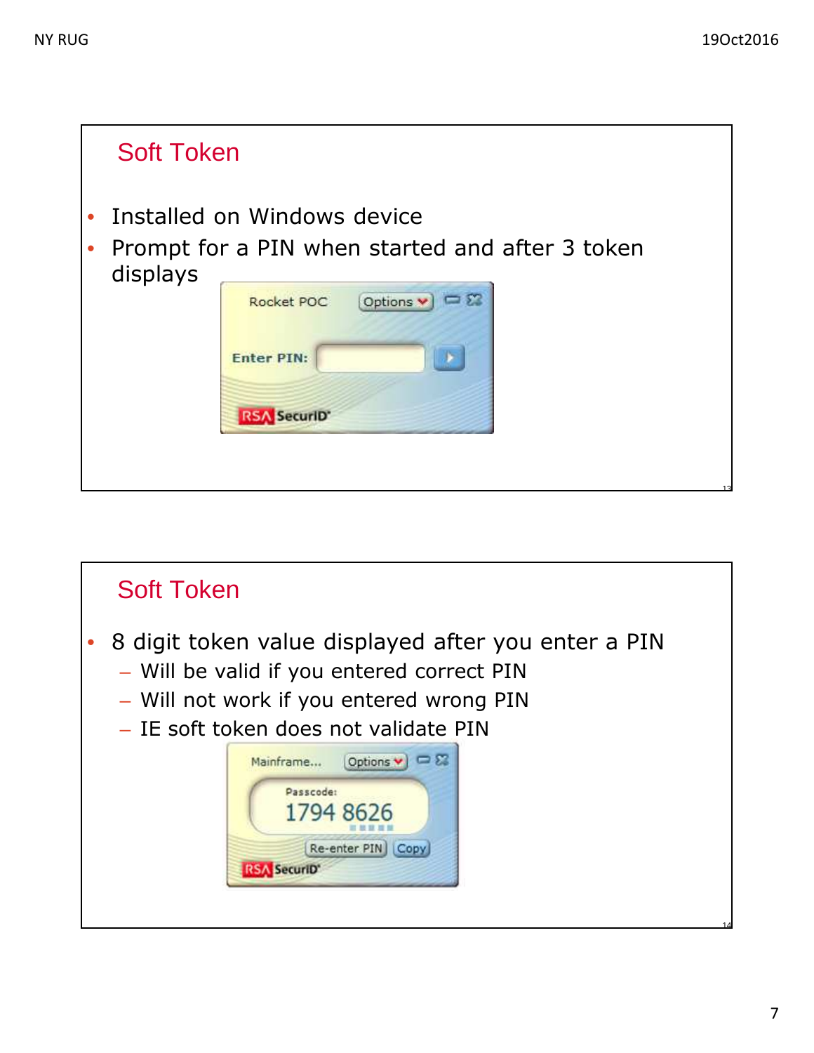## Soft Token

- Installed on Windows device
- Prompt for a PIN when started and after 3 token displays

## Soft Token

- 8 digit token value displayed after you enter a PIN
  - Will be valid if you entered correct PIN
  - Will not work if you entered wrong PIN
  - IE soft token does not validate PIN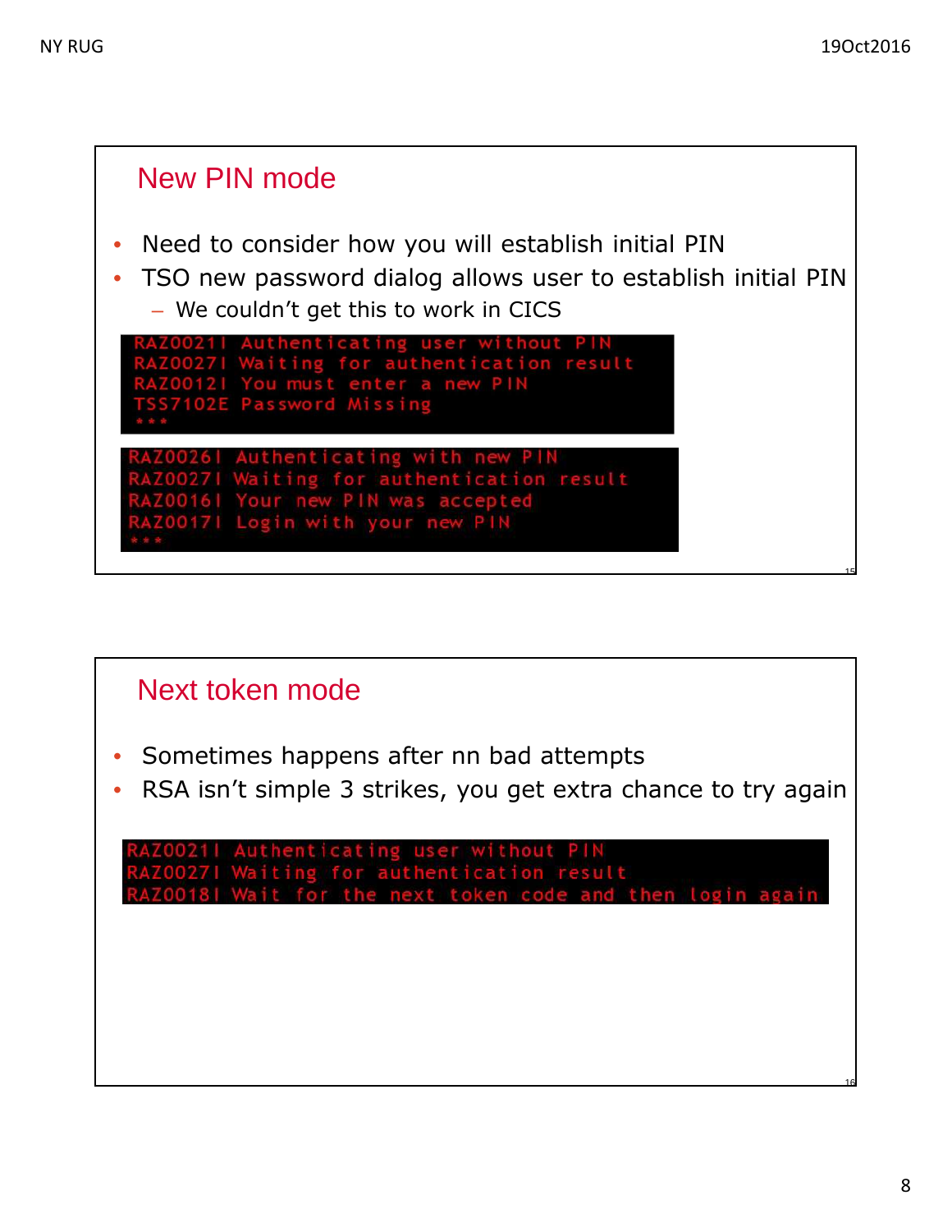## New PIN mode

- Need to consider how you will establish initial PIN
- TSO new password dialog allows user to establish initial PIN
  - We couldn't get this to work in CICS

```
RAZ0021I Authenticating user without PIN
RAZ0027I Waiting for authentication result
RAZ0012I You must enter a new PIN
TSS7102E Password Missing
***
```

```
RAZ0026I Authenticating with new PIN
RAZ0027I Waiting for authentication result
RAZ0016I Your new PIN was accepted
RAZ0017I Login with your new PIN
***
```

## Next token mode

- Sometimes happens after nn bad attempts
- RSA isn't simple 3 strikes, you get extra chance to try again

```
RAZ0021I Authenticating user without PIN
RAZ0027I Waiting for authentication result
RAZ0018I Wait for the next token code and then login again
```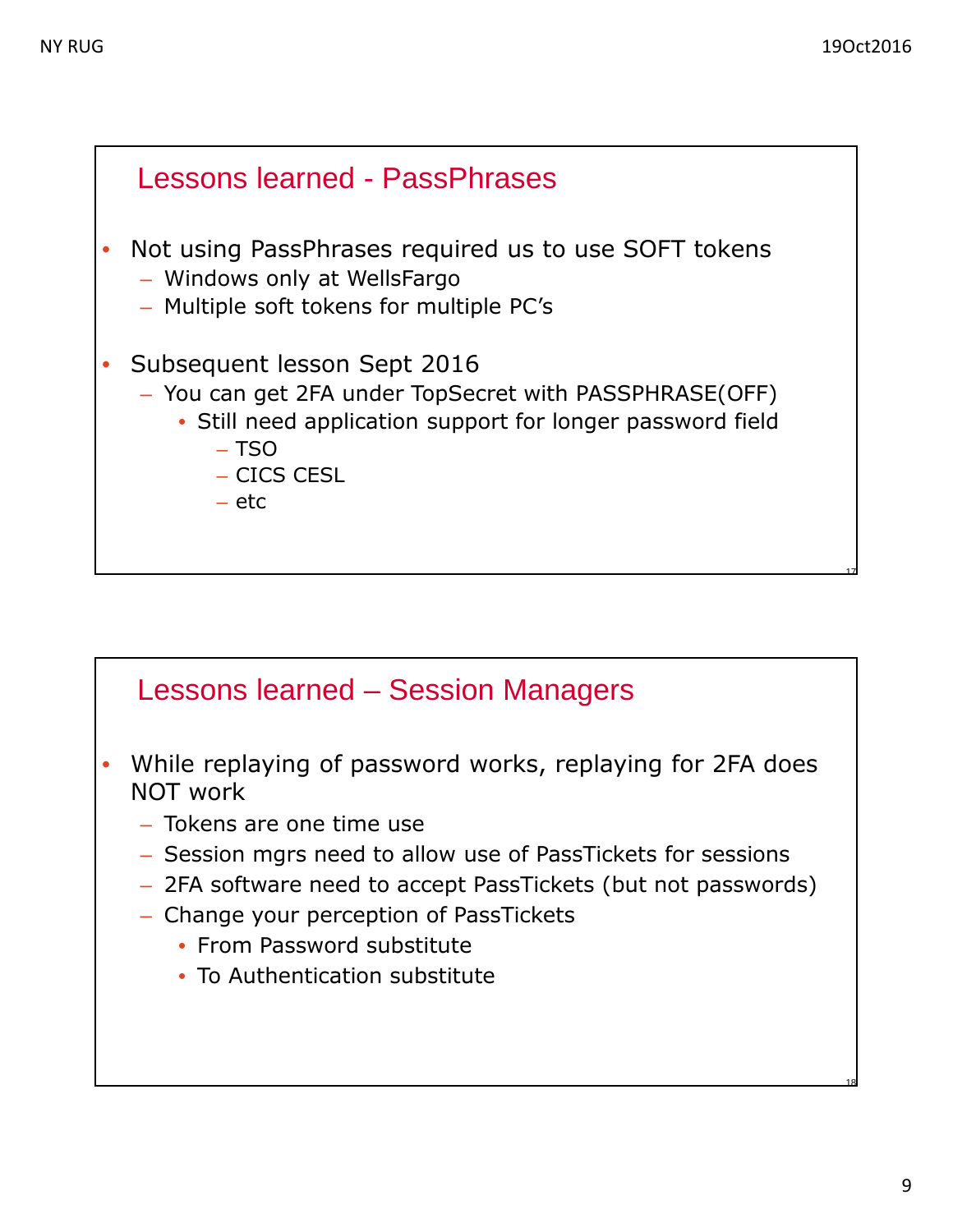## Lessons learned - PassPhrases

- Not using PassPhrases required us to use SOFT tokens
  - Windows only at WellsFargo
  - Multiple soft tokens for multiple PC's
- Subsequent lesson Sept 2016
  - You can get 2FA under TopSecret with PASSPHRASE(OFF)
    - Still need application support for longer password field
      - TSO
      - CICS CESL
      - etc

## Lessons learned – Session Managers

- While replaying of password works, replaying for 2FA does NOT work
  - Tokens are one time use
  - Session mgrs need to allow use of PassTickets for sessions
  - 2FA software need to accept PassTickets (but not passwords)
  - Change your perception of PassTickets
    - From Password substitute
    - To Authentication substitute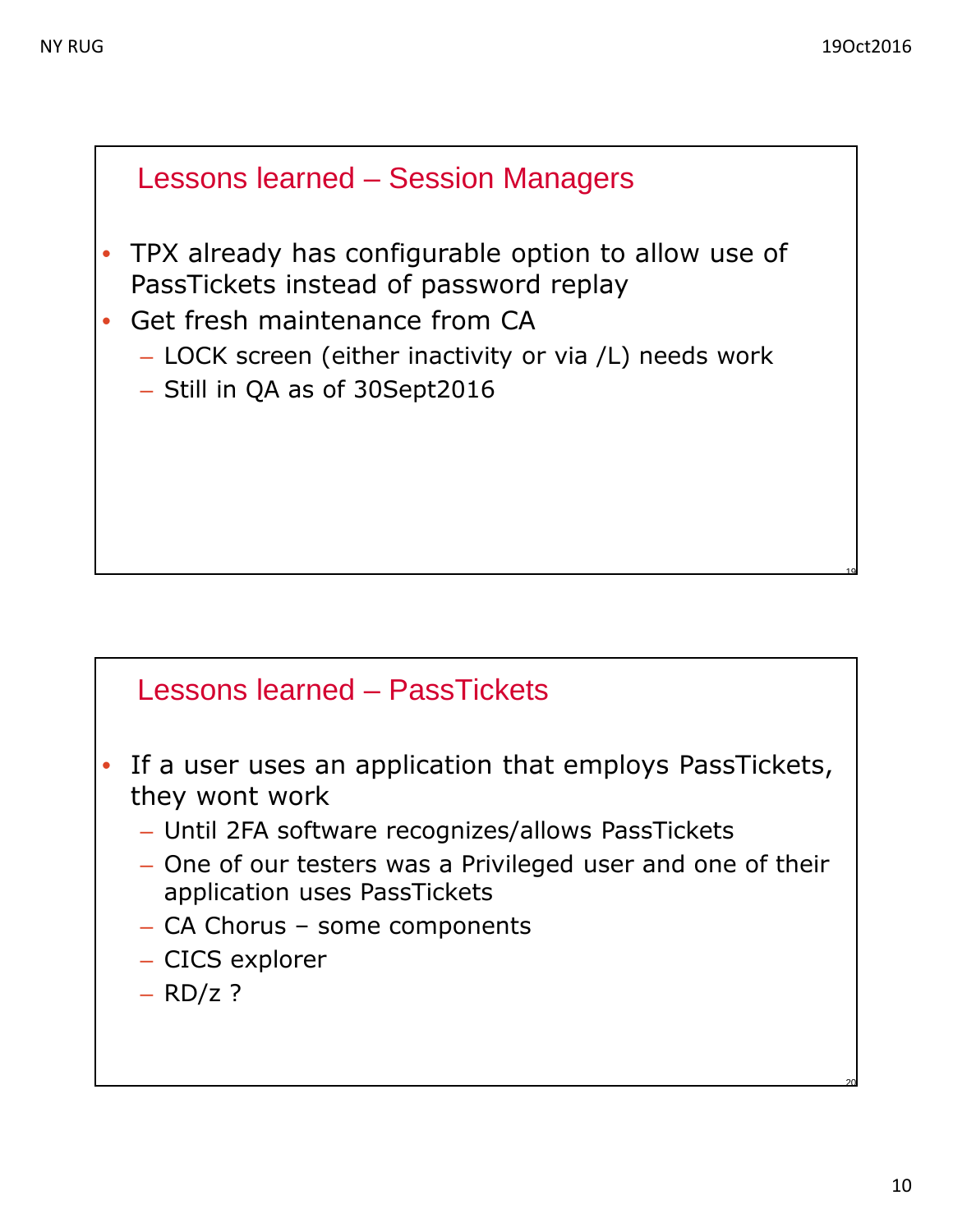## Lessons learned – Session Managers

- TPX already has configurable option to allow use of PassTickets instead of password replay
- Get fresh maintenance from CA
  - LOCK screen (either inactivity or via /L) needs work
  - Still in QA as of 30Sept2016

## Lessons learned – PassTickets

- If a user uses an application that employs PassTickets, they wont work
  - Until 2FA software recognizes/allows PassTickets
  - One of our testers was a Privileged user and one of their application uses PassTickets
  - CA Chorus – some components
  - CICS explorer
  - RD/z ?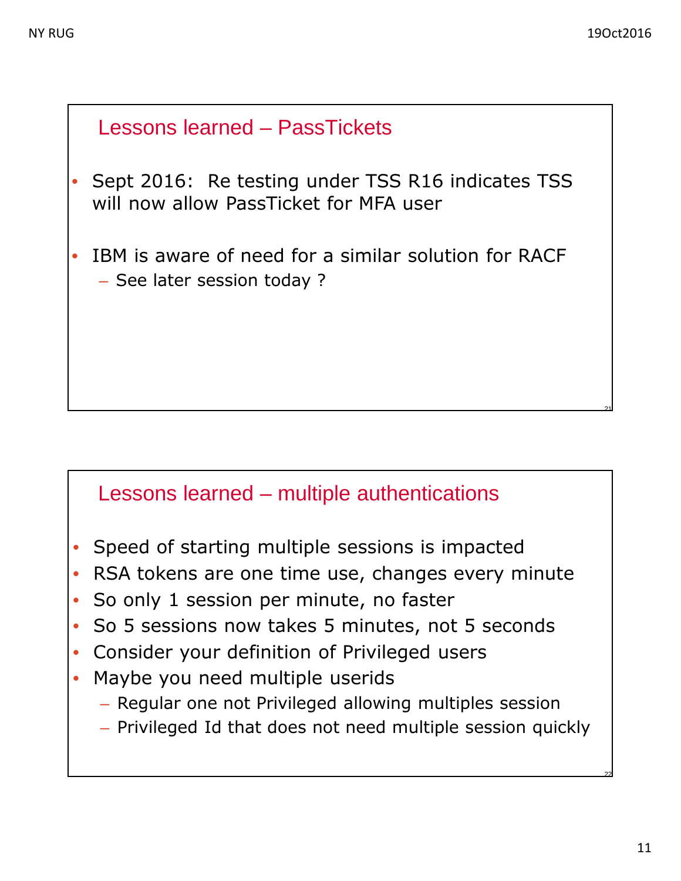## Lessons learned – PassTickets

- Sept 2016: Re testing under TSS R16 indicates TSS will now allow PassTicket for MFA user
- IBM is aware of need for a similar solution for RACF
  - See later session today ?

## Lessons learned – multiple authentications

- Speed of starting multiple sessions is impacted
- RSA tokens are one time use, changes every minute
- So only 1 session per minute, no faster
- So 5 sessions now takes 5 minutes, not 5 seconds
- Consider your definition of Privileged users
- Maybe you need multiple userids
  - Regular one not Privileged allowing multiples session
  - Privileged Id that does not need multiple session quickly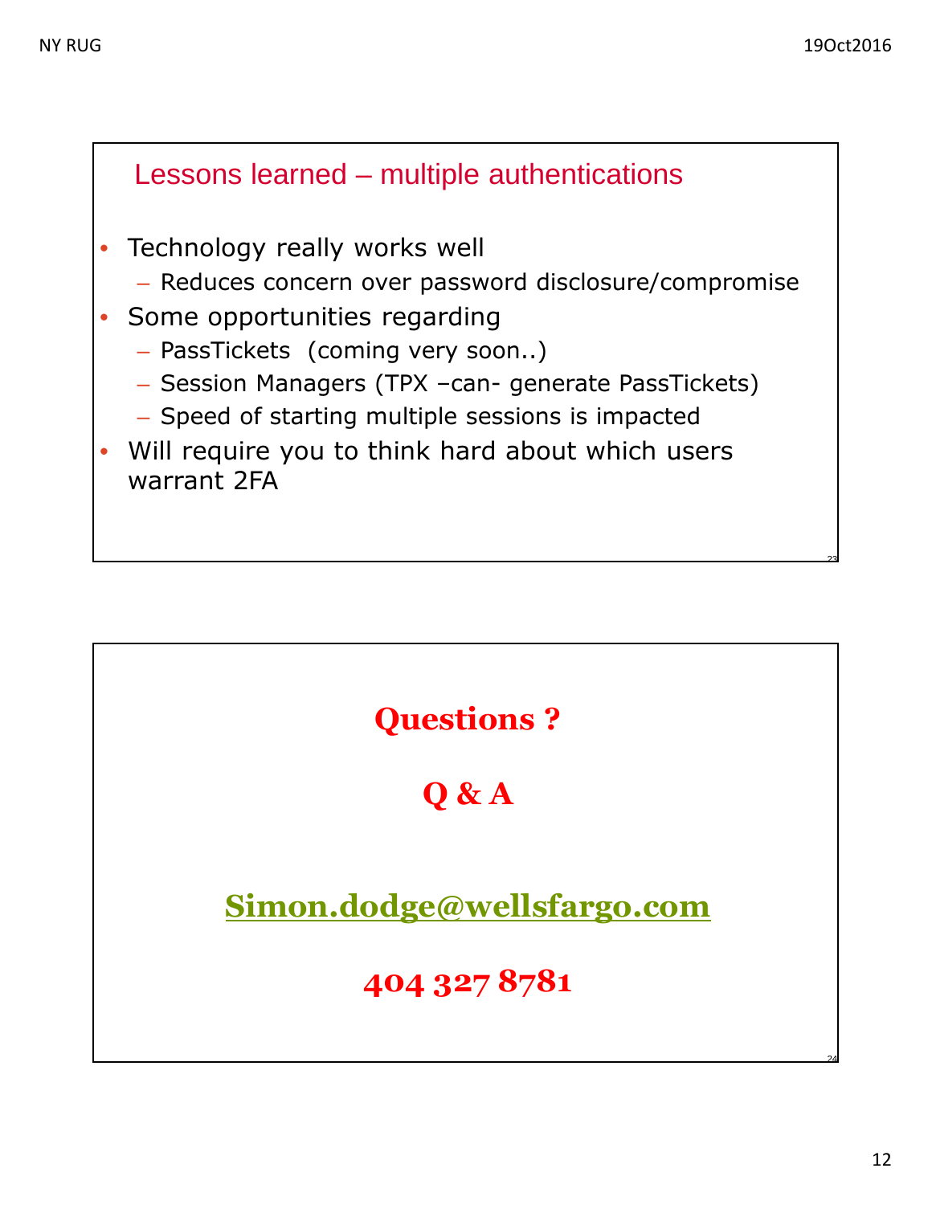## Lessons learned – multiple authentications

- Technology really works well
  - Reduces concern over password disclosure/compromise
- Some opportunities regarding
  - PassTickets (coming very soon..)
  - Session Managers (TPX –can- generate PassTickets)
  - Speed of starting multiple sessions is impacted
- Will require you to think hard about which users warrant 2FA

---

**Questions ?**

**Q & A**

**Simon.dodge@wellsfargo.com**

**404 327 8781**